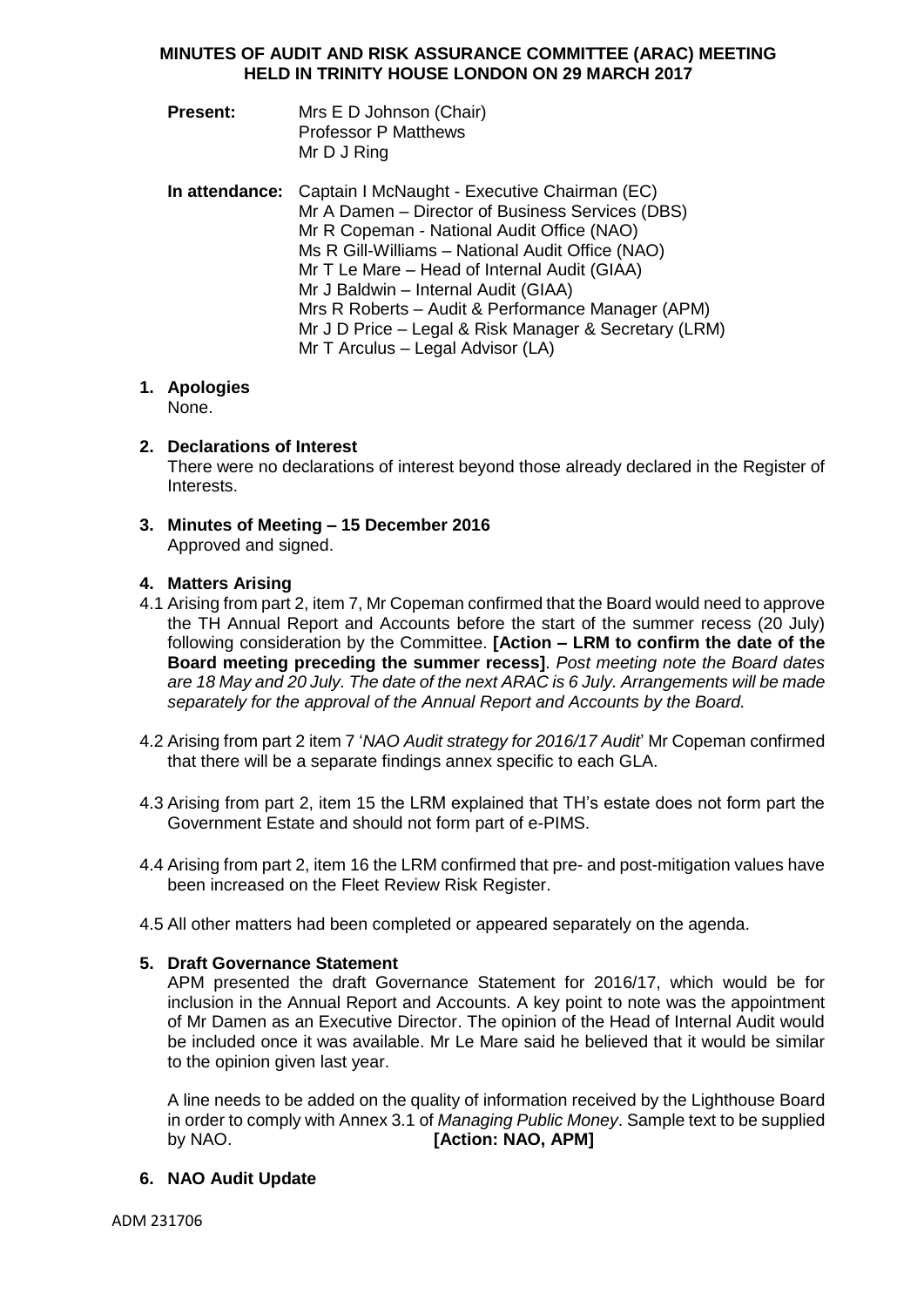**MINUTES OF AUDIT AND RISK ASSURANCE COMMITTEE (ARAC) MEETING HELD IN TRINITY HOUSE LONDON ON 29 MARCH 2017**

**Present:** Mrs E D Johnson (Chair)
Professor P Matthews
Mr D J Ring

**In attendance:** Captain I McNaught - Executive Chairman (EC)
Mr A Damen – Director of Business Services (DBS)
Mr R Copeman - National Audit Office (NAO)
Ms R Gill-Williams – National Audit Office (NAO)
Mr T Le Mare – Head of Internal Audit (GIAA)
Mr J Baldwin – Internal Audit (GIAA)
Mrs R Roberts – Audit & Performance Manager (APM)
Mr J D Price – Legal & Risk Manager & Secretary (LRM)
Mr T Arculus – Legal Advisor (LA)

**1. Apologies**
None.

**2. Declarations of Interest**
There were no declarations of interest beyond those already declared in the Register of Interests.

**3. Minutes of Meeting – 15 December 2016**
Approved and signed.

**4. Matters Arising**

4.1 Arising from part 2, item 7, Mr Copeman confirmed that the Board would need to approve the TH Annual Report and Accounts before the start of the summer recess (20 July) following consideration by the Committee. **[Action – LRM to confirm the date of the Board meeting preceding the summer recess]**. *Post meeting note the Board dates are 18 May and 20 July. The date of the next ARAC is 6 July. Arrangements will be made separately for the approval of the Annual Report and Accounts by the Board.*

4.2 Arising from part 2 item 7 '*NAO Audit strategy for 2016/17 Audit*' Mr Copeman confirmed that there will be a separate findings annex specific to each GLA.

4.3 Arising from part 2, item 15 the LRM explained that TH's estate does not form part the Government Estate and should not form part of e-PIMS.

4.4 Arising from part 2, item 16 the LRM confirmed that pre- and post-mitigation values have been increased on the Fleet Review Risk Register.

4.5 All other matters had been completed or appeared separately on the agenda.

**5. Draft Governance Statement**
APM presented the draft Governance Statement for 2016/17, which would be for inclusion in the Annual Report and Accounts. A key point to note was the appointment of Mr Damen as an Executive Director. The opinion of the Head of Internal Audit would be included once it was available. Mr Le Mare said he believed that it would be similar to the opinion given last year.

A line needs to be added on the quality of information received by the Lighthouse Board in order to comply with Annex 3.1 of *Managing Public Money*. Sample text to be supplied by NAO. **[Action: NAO, APM]**

**6. NAO Audit Update**

ADM 231706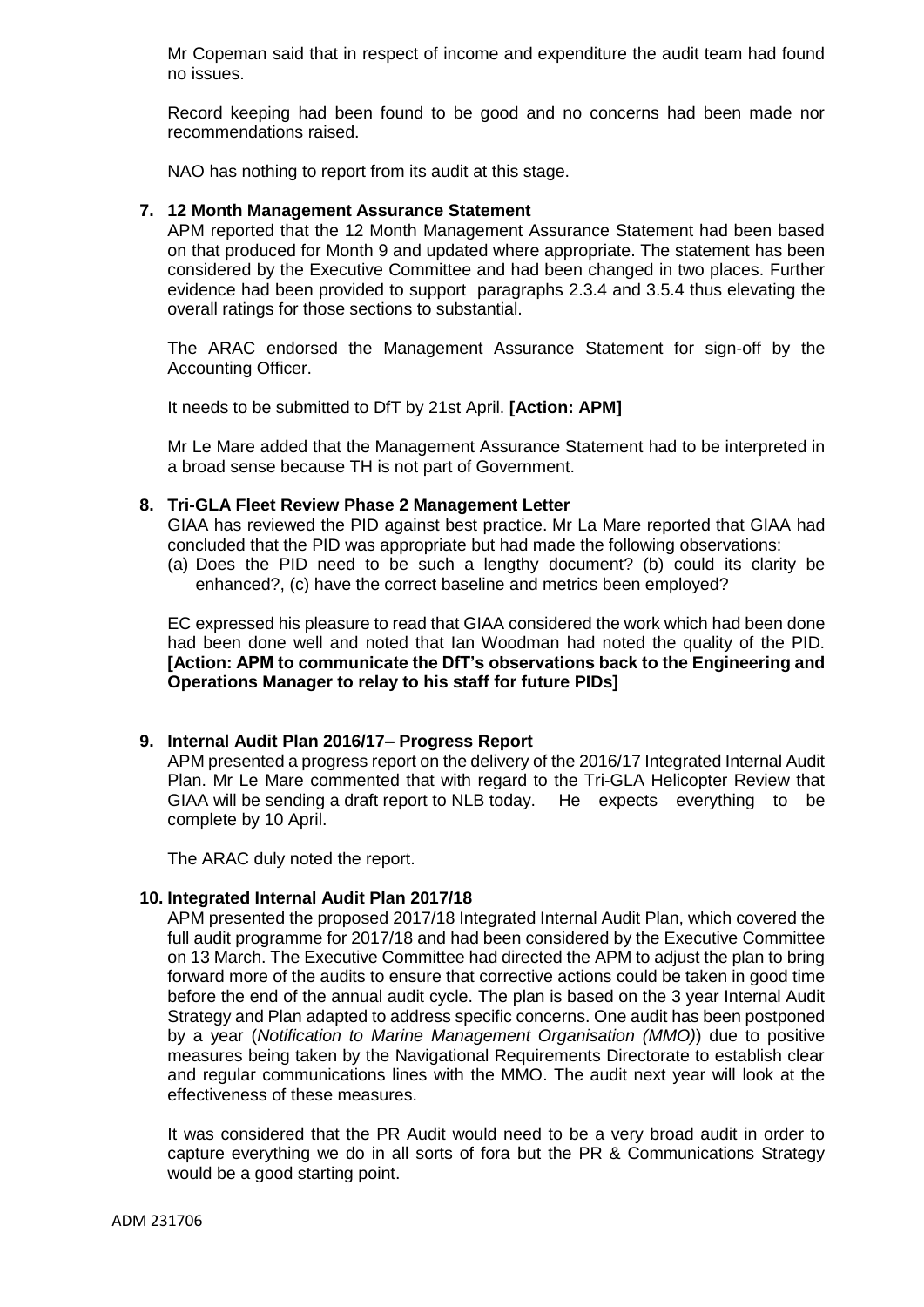Mr Copeman said that in respect of income and expenditure the audit team had found no issues.

Record keeping had been found to be good and no concerns had been made nor recommendations raised.

NAO has nothing to report from its audit at this stage.

**7. 12 Month Management Assurance Statement**

APM reported that the 12 Month Management Assurance Statement had been based on that produced for Month 9 and updated where appropriate. The statement has been considered by the Executive Committee and had been changed in two places. Further evidence had been provided to support paragraphs 2.3.4 and 3.5.4 thus elevating the overall ratings for those sections to substantial.

The ARAC endorsed the Management Assurance Statement for sign-off by the Accounting Officer.

It needs to be submitted to DfT by 21st April. **[Action: APM]**

Mr Le Mare added that the Management Assurance Statement had to be interpreted in a broad sense because TH is not part of Government.

**8. Tri-GLA Fleet Review Phase 2 Management Letter**

GIAA has reviewed the PID against best practice. Mr La Mare reported that GIAA had concluded that the PID was appropriate but had made the following observations:

(a) Does the PID need to be such a lengthy document? (b) could its clarity be enhanced?, (c) have the correct baseline and metrics been employed?

EC expressed his pleasure to read that GIAA considered the work which had been done had been done well and noted that Ian Woodman had noted the quality of the PID. **[Action: APM to communicate the DfT's observations back to the Engineering and Operations Manager to relay to his staff for future PIDs]**

**9. Internal Audit Plan 2016/17– Progress Report**

APM presented a progress report on the delivery of the 2016/17 Integrated Internal Audit Plan. Mr Le Mare commented that with regard to the Tri-GLA Helicopter Review that GIAA will be sending a draft report to NLB today. He expects everything to be complete by 10 April.

The ARAC duly noted the report.

**10. Integrated Internal Audit Plan 2017/18**

APM presented the proposed 2017/18 Integrated Internal Audit Plan, which covered the full audit programme for 2017/18 and had been considered by the Executive Committee on 13 March. The Executive Committee had directed the APM to adjust the plan to bring forward more of the audits to ensure that corrective actions could be taken in good time before the end of the annual audit cycle. The plan is based on the 3 year Internal Audit Strategy and Plan adapted to address specific concerns. One audit has been postponed by a year (*Notification to Marine Management Organisation (MMO)*) due to positive measures being taken by the Navigational Requirements Directorate to establish clear and regular communications lines with the MMO. The audit next year will look at the effectiveness of these measures.

It was considered that the PR Audit would need to be a very broad audit in order to capture everything we do in all sorts of fora but the PR & Communications Strategy would be a good starting point.

ADM 231706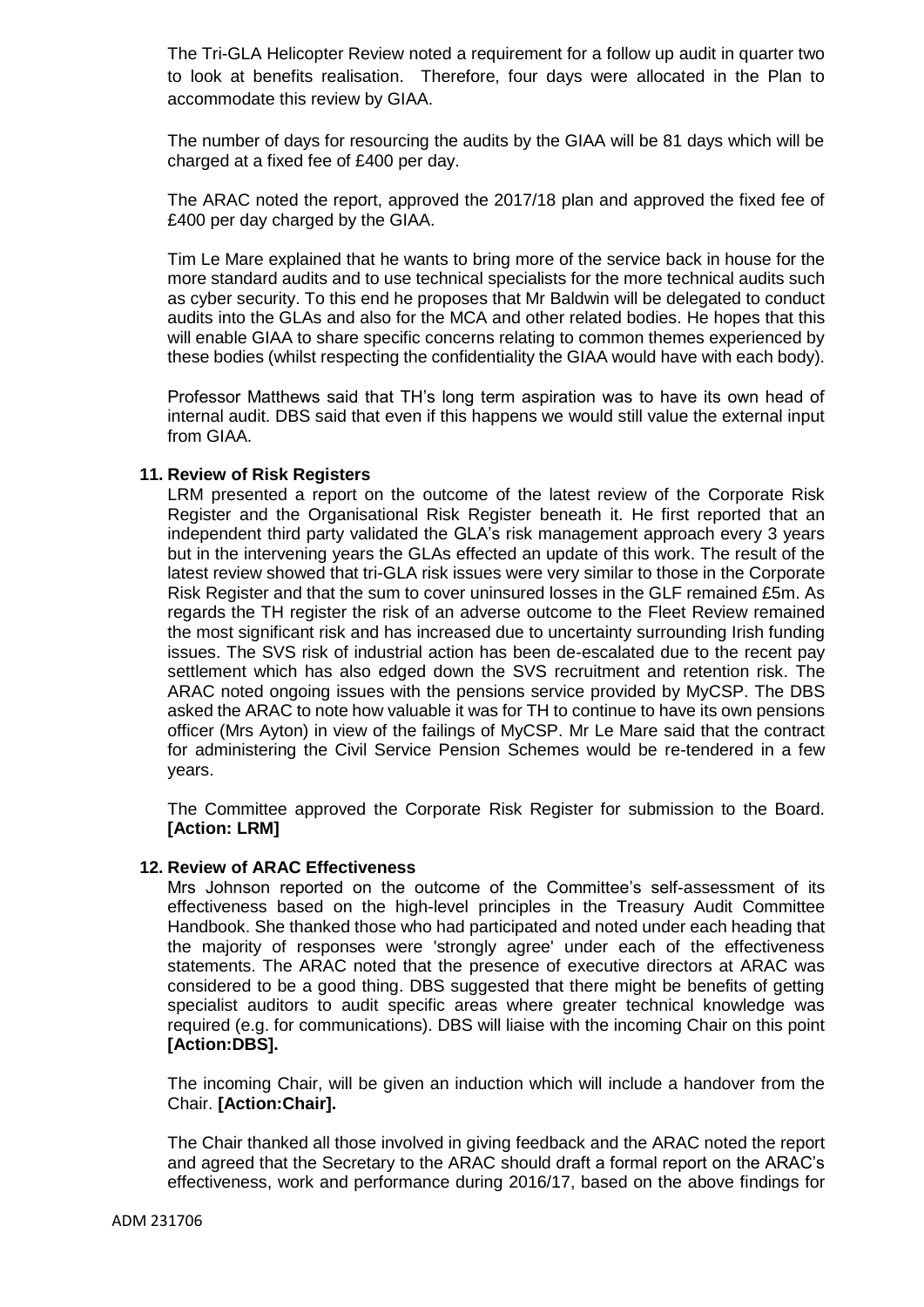The Tri-GLA Helicopter Review noted a requirement for a follow up audit in quarter two to look at benefits realisation. Therefore, four days were allocated in the Plan to accommodate this review by GIAA.

The number of days for resourcing the audits by the GIAA will be 81 days which will be charged at a fixed fee of £400 per day.

The ARAC noted the report, approved the 2017/18 plan and approved the fixed fee of £400 per day charged by the GIAA.

Tim Le Mare explained that he wants to bring more of the service back in house for the more standard audits and to use technical specialists for the more technical audits such as cyber security. To this end he proposes that Mr Baldwin will be delegated to conduct audits into the GLAs and also for the MCA and other related bodies. He hopes that this will enable GIAA to share specific concerns relating to common themes experienced by these bodies (whilst respecting the confidentiality the GIAA would have with each body).

Professor Matthews said that TH's long term aspiration was to have its own head of internal audit. DBS said that even if this happens we would still value the external input from GIAA.

**11. Review of Risk Registers**

LRM presented a report on the outcome of the latest review of the Corporate Risk Register and the Organisational Risk Register beneath it. He first reported that an independent third party validated the GLA's risk management approach every 3 years but in the intervening years the GLAs effected an update of this work. The result of the latest review showed that tri-GLA risk issues were very similar to those in the Corporate Risk Register and that the sum to cover uninsured losses in the GLF remained £5m. As regards the TH register the risk of an adverse outcome to the Fleet Review remained the most significant risk and has increased due to uncertainty surrounding Irish funding issues. The SVS risk of industrial action has been de-escalated due to the recent pay settlement which has also edged down the SVS recruitment and retention risk. The ARAC noted ongoing issues with the pensions service provided by MyCSP. The DBS asked the ARAC to note how valuable it was for TH to continue to have its own pensions officer (Mrs Ayton) in view of the failings of MyCSP. Mr Le Mare said that the contract for administering the Civil Service Pension Schemes would be re-tendered in a few years.

The Committee approved the Corporate Risk Register for submission to the Board. **[Action: LRM]**

**12. Review of ARAC Effectiveness**

Mrs Johnson reported on the outcome of the Committee's self-assessment of its effectiveness based on the high-level principles in the Treasury Audit Committee Handbook. She thanked those who had participated and noted under each heading that the majority of responses were 'strongly agree' under each of the effectiveness statements. The ARAC noted that the presence of executive directors at ARAC was considered to be a good thing. DBS suggested that there might be benefits of getting specialist auditors to audit specific areas where greater technical knowledge was required (e.g. for communications). DBS will liaise with the incoming Chair on this point **[Action:DBS].**

The incoming Chair, will be given an induction which will include a handover from the Chair. **[Action:Chair].**

The Chair thanked all those involved in giving feedback and the ARAC noted the report and agreed that the Secretary to the ARAC should draft a formal report on the ARAC's effectiveness, work and performance during 2016/17, based on the above findings for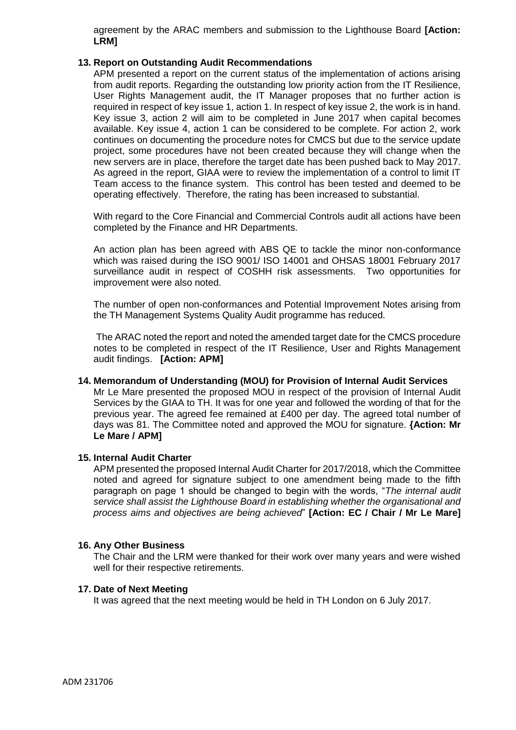agreement by the ARAC members and submission to the Lighthouse Board **[Action: LRM]**

**13. Report on Outstanding Audit Recommendations**

APM presented a report on the current status of the implementation of actions arising from audit reports. Regarding the outstanding low priority action from the IT Resilience, User Rights Management audit, the IT Manager proposes that no further action is required in respect of key issue 1, action 1. In respect of key issue 2, the work is in hand. Key issue 3, action 2 will aim to be completed in June 2017 when capital becomes available. Key issue 4, action 1 can be considered to be complete. For action 2, work continues on documenting the procedure notes for CMCS but due to the service update project, some procedures have not been created because they will change when the new servers are in place, therefore the target date has been pushed back to May 2017. As agreed in the report, GIAA were to review the implementation of a control to limit IT Team access to the finance system. This control has been tested and deemed to be operating effectively. Therefore, the rating has been increased to substantial.

With regard to the Core Financial and Commercial Controls audit all actions have been completed by the Finance and HR Departments.

An action plan has been agreed with ABS QE to tackle the minor non-conformance which was raised during the ISO 9001/ ISO 14001 and OHSAS 18001 February 2017 surveillance audit in respect of COSHH risk assessments. Two opportunities for improvement were also noted.

The number of open non-conformances and Potential Improvement Notes arising from the TH Management Systems Quality Audit programme has reduced.

The ARAC noted the report and noted the amended target date for the CMCS procedure notes to be completed in respect of the IT Resilience, User and Rights Management audit findings. **[Action: APM]**

**14. Memorandum of Understanding (MOU) for Provision of Internal Audit Services**

Mr Le Mare presented the proposed MOU in respect of the provision of Internal Audit Services by the GIAA to TH. It was for one year and followed the wording of that for the previous year. The agreed fee remained at £400 per day. The agreed total number of days was 81. The Committee noted and approved the MOU for signature. **{Action: Mr Le Mare / APM]**

**15. Internal Audit Charter**

APM presented the proposed Internal Audit Charter for 2017/2018, which the Committee noted and agreed for signature subject to one amendment being made to the fifth paragraph on page 1 should be changed to begin with the words, "*The internal audit service shall assist the Lighthouse Board in establishing whether the organisational and process aims and objectives are being achieved*" **[Action: EC / Chair / Mr Le Mare]**

**16. Any Other Business**

The Chair and the LRM were thanked for their work over many years and were wished well for their respective retirements.

**17. Date of Next Meeting**

It was agreed that the next meeting would be held in TH London on 6 July 2017.

ADM 231706